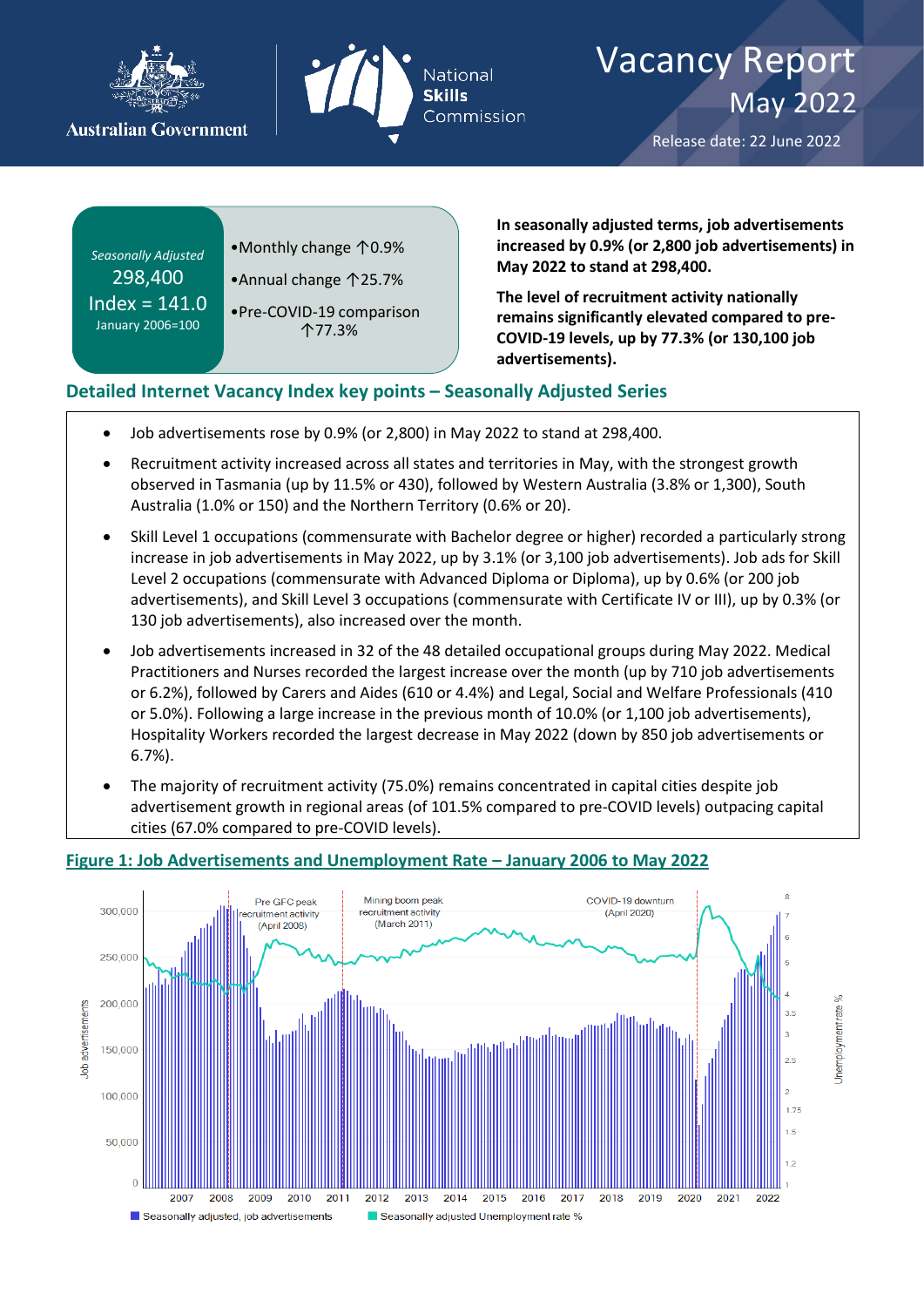Australian Government

National Skills Commission

# Vacancy Report
## May 2022

Release date: 22 June 2022

| *Seasonally Adjusted* 298,400 Index = 141.0 January 2006=100 | •Monthly change ↑0.9% •Annual change ↑25.7% •Pre-COVID-19 comparison ↑77.3% |
|---|---|

**In seasonally adjusted terms, job advertisements increased by 0.9% (or 2,800 job advertisements) in May 2022 to stand at 298,400.**

**The level of recruitment activity nationally remains significantly elevated compared to pre-COVID-19 levels, up by 77.3% (or 130,100 job advertisements).**

## Detailed Internet Vacancy Index key points – Seasonally Adjusted Series

- Job advertisements rose by 0.9% (or 2,800) in May 2022 to stand at 298,400.
- Recruitment activity increased across all states and territories in May, with the strongest growth observed in Tasmania (up by 11.5% or 430), followed by Western Australia (3.8% or 1,300), South Australia (1.0% or 150) and the Northern Territory (0.6% or 20).
- Skill Level 1 occupations (commensurate with Bachelor degree or higher) recorded a particularly strong increase in job advertisements in May 2022, up by 3.1% (or 3,100 job advertisements). Job ads for Skill Level 2 occupations (commensurate with Advanced Diploma or Diploma), up by 0.6% (or 200 job advertisements), and Skill Level 3 occupations (commensurate with Certificate IV or III), up by 0.3% (or 130 job advertisements), also increased over the month.
- Job advertisements increased in 32 of the 48 detailed occupational groups during May 2022. Medical Practitioners and Nurses recorded the largest increase over the month (up by 710 job advertisements or 6.2%), followed by Carers and Aides (610 or 4.4%) and Legal, Social and Welfare Professionals (410 or 5.0%). Following a large increase in the previous month of 10.0% (or 1,100 job advertisements), Hospitality Workers recorded the largest decrease in May 2022 (down by 850 job advertisements or 6.7%).
- The majority of recruitment activity (75.0%) remains concentrated in capital cities despite job advertisement growth in regional areas (of 101.5% compared to pre-COVID levels) outpacing capital cities (67.0% compared to pre-COVID levels).

**Figure 1: Job Advertisements and Unemployment Rate – January 2006 to May 2022**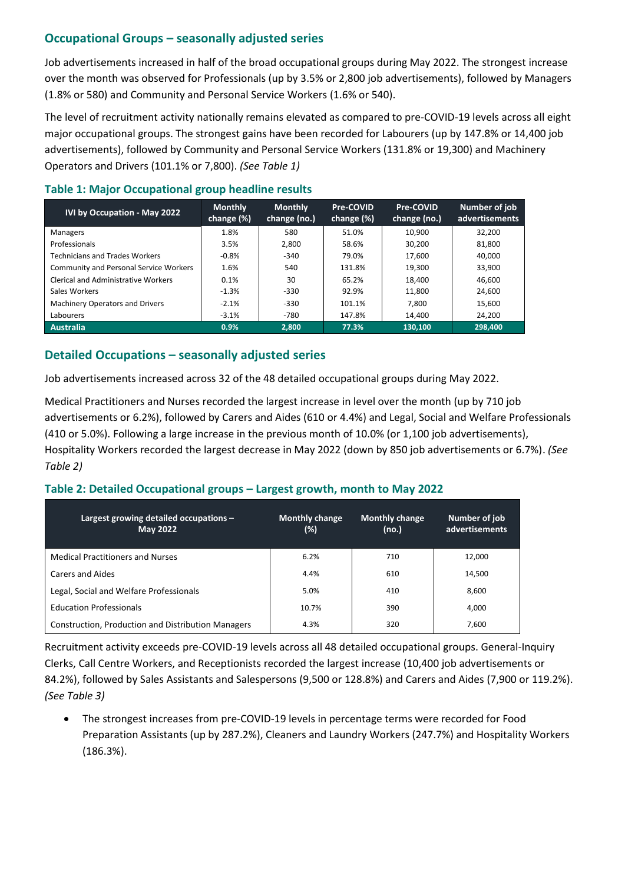## Occupational Groups – seasonally adjusted series

Job advertisements increased in half of the broad occupational groups during May 2022. The strongest increase over the month was observed for Professionals (up by 3.5% or 2,800 job advertisements), followed by Managers (1.8% or 580) and Community and Personal Service Workers (1.6% or 540).

The level of recruitment activity nationally remains elevated as compared to pre-COVID-19 levels across all eight major occupational groups. The strongest gains have been recorded for Labourers (up by 147.8% or 14,400 job advertisements), followed by Community and Personal Service Workers (131.8% or 19,300) and Machinery Operators and Drivers (101.1% or 7,800). *(See Table 1)*

### Table 1: Major Occupational group headline results

| IVI by Occupation - May 2022 | Monthly change (%) | Monthly change (no.) | Pre-COVID change (%) | Pre-COVID change (no.) | Number of job advertisements |
|---|---|---|---|---|---|
| Managers | 1.8% | 580 | 51.0% | 10,900 | 32,200 |
| Professionals | 3.5% | 2,800 | 58.6% | 30,200 | 81,800 |
| Technicians and Trades Workers | -0.8% | -340 | 79.0% | 17,600 | 40,000 |
| Community and Personal Service Workers | 1.6% | 540 | 131.8% | 19,300 | 33,900 |
| Clerical and Administrative Workers | 0.1% | 30 | 65.2% | 18,400 | 46,600 |
| Sales Workers | -1.3% | -330 | 92.9% | 11,800 | 24,600 |
| Machinery Operators and Drivers | -2.1% | -330 | 101.1% | 7,800 | 15,600 |
| Labourers | -3.1% | -780 | 147.8% | 14,400 | 24,200 |
| **Australia** | **0.9%** | **2,800** | **77.3%** | **130,100** | **298,400** |

## Detailed Occupations – seasonally adjusted series

Job advertisements increased across 32 of the 48 detailed occupational groups during May 2022.

Medical Practitioners and Nurses recorded the largest increase in level over the month (up by 710 job advertisements or 6.2%), followed by Carers and Aides (610 or 4.4%) and Legal, Social and Welfare Professionals (410 or 5.0%). Following a large increase in the previous month of 10.0% (or 1,100 job advertisements), Hospitality Workers recorded the largest decrease in May 2022 (down by 850 job advertisements or 6.7%). *(See Table 2)*

### Table 2: Detailed Occupational groups – Largest growth, month to May 2022

| Largest growing detailed occupations – May 2022 | Monthly change (%) | Monthly change (no.) | Number of job advertisements |
|---|---|---|---|
| Medical Practitioners and Nurses | 6.2% | 710 | 12,000 |
| Carers and Aides | 4.4% | 610 | 14,500 |
| Legal, Social and Welfare Professionals | 5.0% | 410 | 8,600 |
| Education Professionals | 10.7% | 390 | 4,000 |
| Construction, Production and Distribution Managers | 4.3% | 320 | 7,600 |

Recruitment activity exceeds pre-COVID-19 levels across all 48 detailed occupational groups. General-Inquiry Clerks, Call Centre Workers, and Receptionists recorded the largest increase (10,400 job advertisements or 84.2%), followed by Sales Assistants and Salespersons (9,500 or 128.8%) and Carers and Aides (7,900 or 119.2%). *(See Table 3)*

- The strongest increases from pre-COVID-19 levels in percentage terms were recorded for Food Preparation Assistants (up by 287.2%), Cleaners and Laundry Workers (247.7%) and Hospitality Workers (186.3%).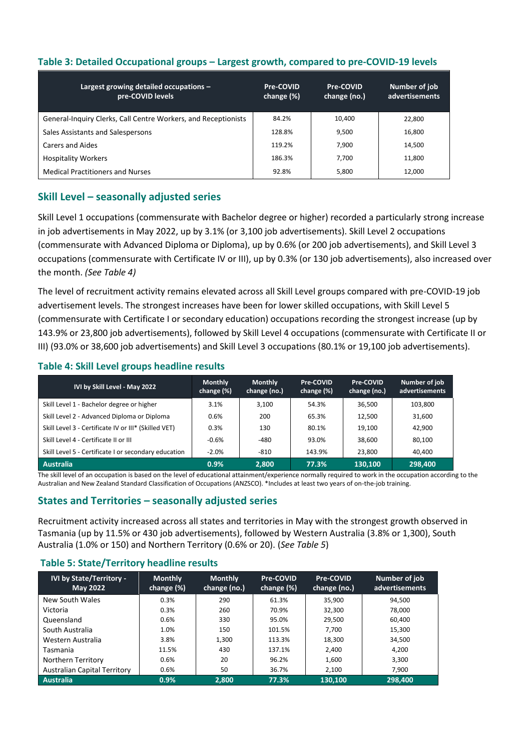### Table 3: Detailed Occupational groups – Largest growth, compared to pre-COVID-19 levels

| Largest growing detailed occupations – pre-COVID levels | Pre-COVID change (%) | Pre-COVID change (no.) | Number of job advertisements |
|---|---|---|---|
| General-Inquiry Clerks, Call Centre Workers, and Receptionists | 84.2% | 10,400 | 22,800 |
| Sales Assistants and Salespersons | 128.8% | 9,500 | 16,800 |
| Carers and Aides | 119.2% | 7,900 | 14,500 |
| Hospitality Workers | 186.3% | 7,700 | 11,800 |
| Medical Practitioners and Nurses | 92.8% | 5,800 | 12,000 |

## Skill Level – seasonally adjusted series

Skill Level 1 occupations (commensurate with Bachelor degree or higher) recorded a particularly strong increase in job advertisements in May 2022, up by 3.1% (or 3,100 job advertisements). Skill Level 2 occupations (commensurate with Advanced Diploma or Diploma), up by 0.6% (or 200 job advertisements), and Skill Level 3 occupations (commensurate with Certificate IV or III), up by 0.3% (or 130 job advertisements), also increased over the month. *(See Table 4)*

The level of recruitment activity remains elevated across all Skill Level groups compared with pre-COVID-19 job advertisement levels. The strongest increases have been for lower skilled occupations, with Skill Level 5 (commensurate with Certificate I or secondary education) occupations recording the strongest increase (up by 143.9% or 23,800 job advertisements), followed by Skill Level 4 occupations (commensurate with Certificate II or III) (93.0% or 38,600 job advertisements) and Skill Level 3 occupations (80.1% or 19,100 job advertisements).

### Table 4: Skill Level groups headline results

| IVI by Skill Level - May 2022 | Monthly change (%) | Monthly change (no.) | Pre-COVID change (%) | Pre-COVID change (no.) | Number of job advertisements |
|---|---|---|---|---|---|
| Skill Level 1 - Bachelor degree or higher | 3.1% | 3,100 | 54.3% | 36,500 | 103,800 |
| Skill Level 2 - Advanced Diploma or Diploma | 0.6% | 200 | 65.3% | 12,500 | 31,600 |
| Skill Level 3 - Certificate IV or III* (Skilled VET) | 0.3% | 130 | 80.1% | 19,100 | 42,900 |
| Skill Level 4 - Certificate II or III | -0.6% | -480 | 93.0% | 38,600 | 80,100 |
| Skill Level 5 - Certificate I or secondary education | -2.0% | -810 | 143.9% | 23,800 | 40,400 |
| **Australia** | **0.9%** | **2,800** | **77.3%** | **130,100** | **298,400** |

The skill level of an occupation is based on the level of educational attainment/experience normally required to work in the occupation according to the Australian and New Zealand Standard Classification of Occupations (ANZSCO). *Includes at least two years of on-the-job training.

## States and Territories – seasonally adjusted series

Recruitment activity increased across all states and territories in May with the strongest growth observed in Tasmania (up by 11.5% or 430 job advertisements), followed by Western Australia (3.8% or 1,300), South Australia (1.0% or 150) and Northern Territory (0.6% or 20). (*See Table 5*)

### Table 5: State/Territory headline results

| IVI by State/Territory - May 2022 | Monthly change (%) | Monthly change (no.) | Pre-COVID change (%) | Pre-COVID change (no.) | Number of job advertisements |
|---|---|---|---|---|---|
| New South Wales | 0.3% | 290 | 61.3% | 35,900 | 94,500 |
| Victoria | 0.3% | 260 | 70.9% | 32,300 | 78,000 |
| Queensland | 0.6% | 330 | 95.0% | 29,500 | 60,400 |
| South Australia | 1.0% | 150 | 101.5% | 7,700 | 15,300 |
| Western Australia | 3.8% | 1,300 | 113.3% | 18,300 | 34,500 |
| Tasmania | 11.5% | 430 | 137.1% | 2,400 | 4,200 |
| Northern Territory | 0.6% | 20 | 96.2% | 1,600 | 3,300 |
| Australian Capital Territory | 0.6% | 50 | 36.7% | 2,100 | 7,900 |
| **Australia** | **0.9%** | **2,800** | **77.3%** | **130,100** | **298,400** |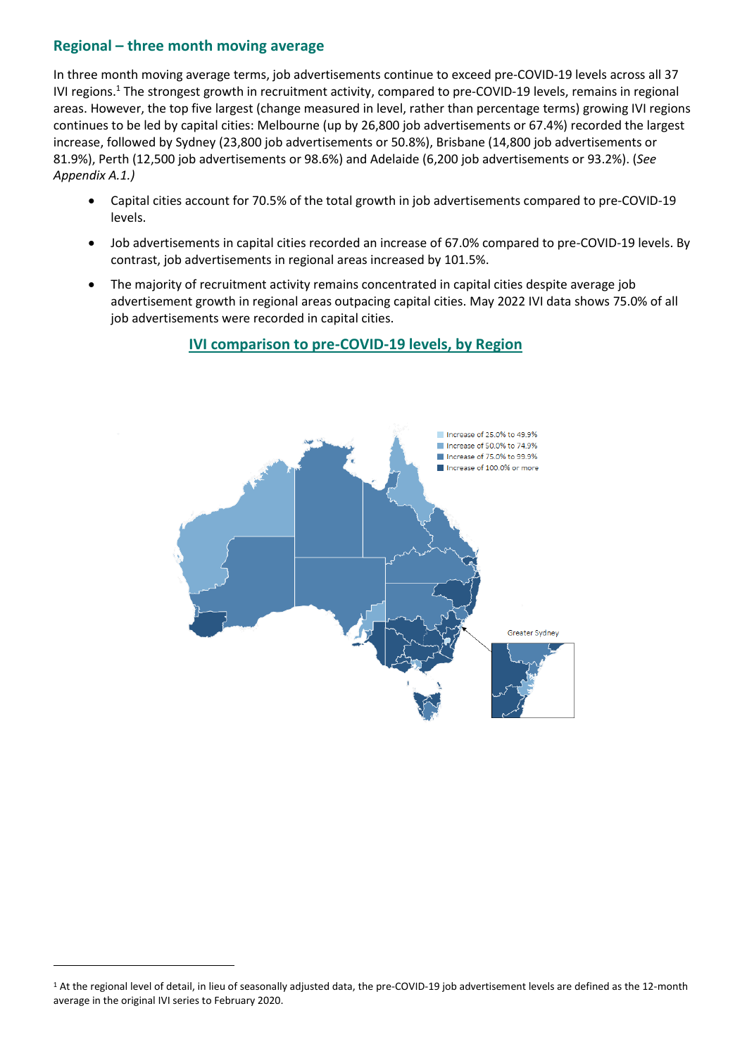## Regional – three month moving average

In three month moving average terms, job advertisements continue to exceed pre-COVID-19 levels across all 37 IVI regions.[1] The strongest growth in recruitment activity, compared to pre-COVID-19 levels, remains in regional areas. However, the top five largest (change measured in level, rather than percentage terms) growing IVI regions continues to be led by capital cities: Melbourne (up by 26,800 job advertisements or 67.4%) recorded the largest increase, followed by Sydney (23,800 job advertisements or 50.8%), Brisbane (14,800 job advertisements or 81.9%), Perth (12,500 job advertisements or 98.6%) and Adelaide (6,200 job advertisements or 93.2%). (*See Appendix A.1.)*

- Capital cities account for 70.5% of the total growth in job advertisements compared to pre-COVID-19 levels.
- Job advertisements in capital cities recorded an increase of 67.0% compared to pre-COVID-19 levels. By contrast, job advertisements in regional areas increased by 101.5%.
- The majority of recruitment activity remains concentrated in capital cities despite average job advertisement growth in regional areas outpacing capital cities. May 2022 IVI data shows 75.0% of all job advertisements were recorded in capital cities.

**IVI comparison to pre-COVID-19 levels, by Region**

Increase of 25.0% to 49.9%
Increase of 50.0% to 74.9%
Increase of 75.0% to 99.9%
Increase of 100.0% or more

Greater Sydney

[1] At the regional level of detail, in lieu of seasonally adjusted data, the pre-COVID-19 job advertisement levels are defined as the 12-month average in the original IVI series to February 2020.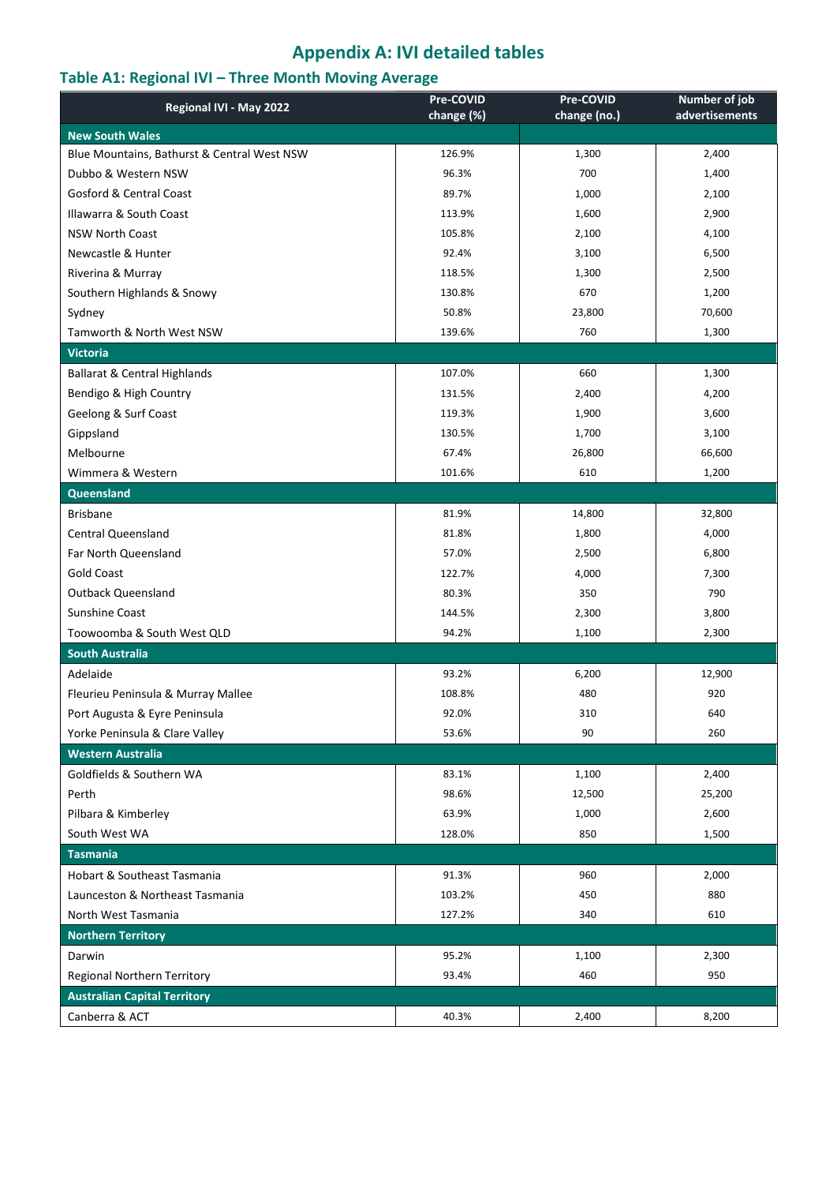# Appendix A: IVI detailed tables

## Table A1: Regional IVI – Three Month Moving Average

| Regional IVI - May 2022 | Pre-COVID change (%) | Pre-COVID change (no.) | Number of job advertisements |
|---|---|---|---|
| **New South Wales** | | | |
| Blue Mountains, Bathurst & Central West NSW | 126.9% | 1,300 | 2,400 |
| Dubbo & Western NSW | 96.3% | 700 | 1,400 |
| Gosford & Central Coast | 89.7% | 1,000 | 2,100 |
| Illawarra & South Coast | 113.9% | 1,600 | 2,900 |
| NSW North Coast | 105.8% | 2,100 | 4,100 |
| Newcastle & Hunter | 92.4% | 3,100 | 6,500 |
| Riverina & Murray | 118.5% | 1,300 | 2,500 |
| Southern Highlands & Snowy | 130.8% | 670 | 1,200 |
| Sydney | 50.8% | 23,800 | 70,600 |
| Tamworth & North West NSW | 139.6% | 760 | 1,300 |
| **Victoria** | | | |
| Ballarat & Central Highlands | 107.0% | 660 | 1,300 |
| Bendigo & High Country | 131.5% | 2,400 | 4,200 |
| Geelong & Surf Coast | 119.3% | 1,900 | 3,600 |
| Gippsland | 130.5% | 1,700 | 3,100 |
| Melbourne | 67.4% | 26,800 | 66,600 |
| Wimmera & Western | 101.6% | 610 | 1,200 |
| **Queensland** | | | |
| Brisbane | 81.9% | 14,800 | 32,800 |
| Central Queensland | 81.8% | 1,800 | 4,000 |
| Far North Queensland | 57.0% | 2,500 | 6,800 |
| Gold Coast | 122.7% | 4,000 | 7,300 |
| Outback Queensland | 80.3% | 350 | 790 |
| Sunshine Coast | 144.5% | 2,300 | 3,800 |
| Toowoomba & South West QLD | 94.2% | 1,100 | 2,300 |
| **South Australia** | | | |
| Adelaide | 93.2% | 6,200 | 12,900 |
| Fleurieu Peninsula & Murray Mallee | 108.8% | 480 | 920 |
| Port Augusta & Eyre Peninsula | 92.0% | 310 | 640 |
| Yorke Peninsula & Clare Valley | 53.6% | 90 | 260 |
| **Western Australia** | | | |
| Goldfields & Southern WA | 83.1% | 1,100 | 2,400 |
| Perth | 98.6% | 12,500 | 25,200 |
| Pilbara & Kimberley | 63.9% | 1,000 | 2,600 |
| South West WA | 128.0% | 850 | 1,500 |
| **Tasmania** | | | |
| Hobart & Southeast Tasmania | 91.3% | 960 | 2,000 |
| Launceston & Northeast Tasmania | 103.2% | 450 | 880 |
| North West Tasmania | 127.2% | 340 | 610 |
| **Northern Territory** | | | |
| Darwin | 95.2% | 1,100 | 2,300 |
| Regional Northern Territory | 93.4% | 460 | 950 |
| **Australian Capital Territory** | | | |
| Canberra & ACT | 40.3% | 2,400 | 8,200 |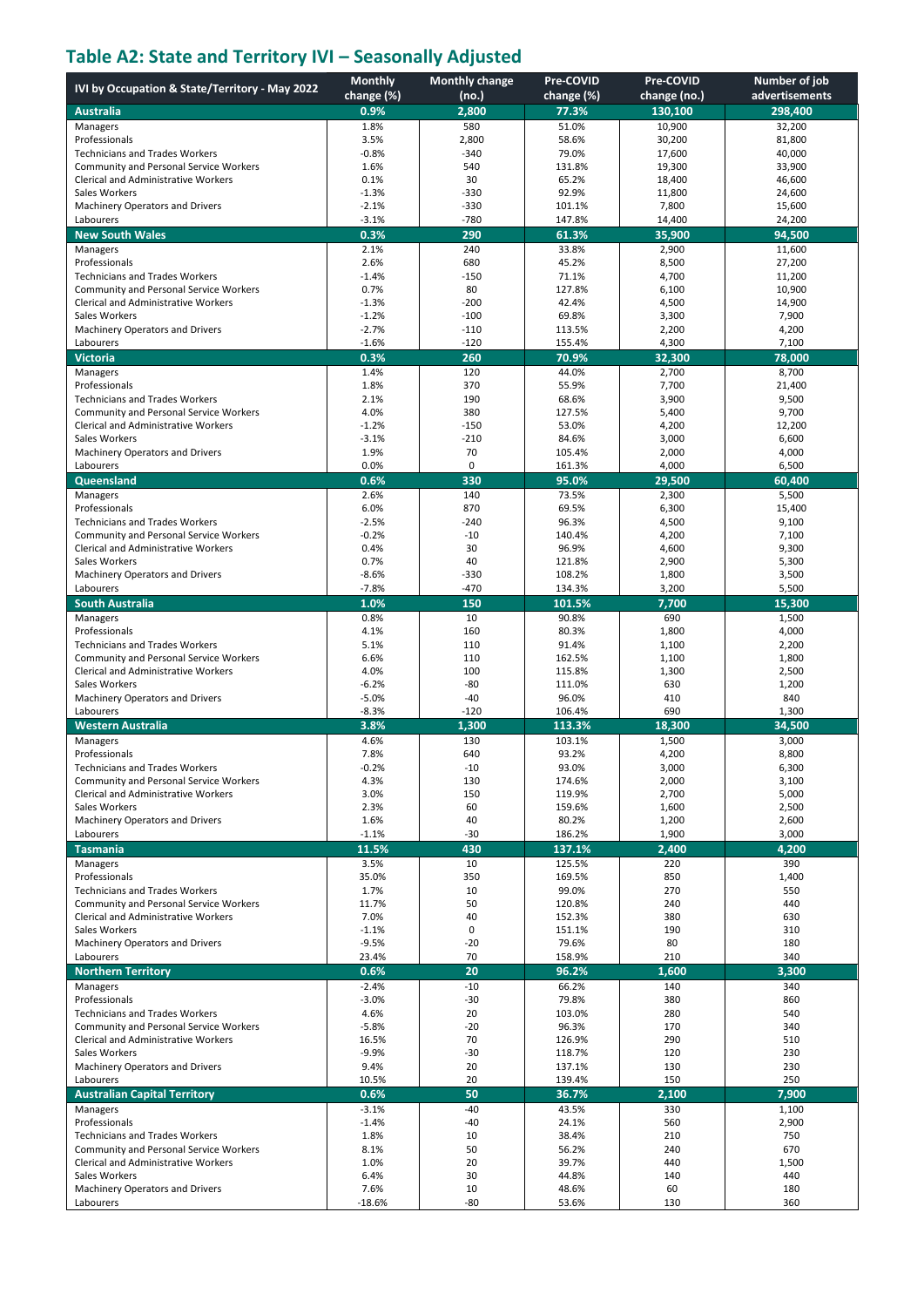## Table A2: State and Territory IVI – Seasonally Adjusted

| IVI by Occupation & State/Territory - May 2022 | Monthly change (%) | Monthly change (no.) | Pre-COVID change (%) | Pre-COVID change (no.) | Number of job advertisements |
|---|---|---|---|---|---|
| **Australia** | **0.9%** | **2,800** | **77.3%** | **130,100** | **298,400** |
| Managers | 1.8% | 580 | 51.0% | 10,900 | 32,200 |
| Professionals | 3.5% | 2,800 | 58.6% | 30,200 | 81,800 |
| Technicians and Trades Workers | -0.8% | -340 | 79.0% | 17,600 | 40,000 |
| Community and Personal Service Workers | 1.6% | 540 | 131.8% | 19,300 | 33,900 |
| Clerical and Administrative Workers | 0.1% | 30 | 65.2% | 18,400 | 46,600 |
| Sales Workers | -1.3% | -330 | 92.9% | 11,800 | 24,600 |
| Machinery Operators and Drivers | -2.1% | -330 | 101.1% | 7,800 | 15,600 |
| Labourers | -3.1% | -780 | 147.8% | 14,400 | 24,200 |
| **New South Wales** | **0.3%** | **290** | **61.3%** | **35,900** | **94,500** |
| Managers | 2.1% | 240 | 33.8% | 2,900 | 11,600 |
| Professionals | 2.6% | 680 | 45.2% | 8,500 | 27,200 |
| Technicians and Trades Workers | -1.4% | -150 | 71.1% | 4,700 | 11,200 |
| Community and Personal Service Workers | 0.7% | 80 | 127.8% | 6,100 | 10,900 |
| Clerical and Administrative Workers | -1.3% | -200 | 42.4% | 4,500 | 14,900 |
| Sales Workers | -1.2% | -100 | 69.8% | 3,300 | 7,900 |
| Machinery Operators and Drivers | -2.7% | -110 | 113.5% | 2,200 | 4,200 |
| Labourers | -1.6% | -120 | 155.4% | 4,300 | 7,100 |
| **Victoria** | **0.3%** | **260** | **70.9%** | **32,300** | **78,000** |
| Managers | 1.4% | 120 | 44.0% | 2,700 | 8,700 |
| Professionals | 1.8% | 370 | 55.9% | 7,700 | 21,400 |
| Technicians and Trades Workers | 2.1% | 190 | 68.6% | 3,900 | 9,500 |
| Community and Personal Service Workers | 4.0% | 380 | 127.5% | 5,400 | 9,700 |
| Clerical and Administrative Workers | -1.2% | -150 | 53.0% | 4,200 | 12,200 |
| Sales Workers | -3.1% | -210 | 84.6% | 3,000 | 6,600 |
| Machinery Operators and Drivers | 1.9% | 70 | 105.4% | 2,000 | 4,000 |
| Labourers | 0.0% | 0 | 161.3% | 4,000 | 6,500 |
| **Queensland** | **0.6%** | **330** | **95.0%** | **29,500** | **60,400** |
| Managers | 2.6% | 140 | 73.5% | 2,300 | 5,500 |
| Professionals | 6.0% | 870 | 69.5% | 6,300 | 15,400 |
| Technicians and Trades Workers | -2.5% | -240 | 96.3% | 4,500 | 9,100 |
| Community and Personal Service Workers | -0.2% | -10 | 140.4% | 4,200 | 7,100 |
| Clerical and Administrative Workers | 0.4% | 30 | 96.9% | 4,600 | 9,300 |
| Sales Workers | 0.7% | 40 | 121.8% | 2,900 | 5,300 |
| Machinery Operators and Drivers | -8.6% | -330 | 108.2% | 1,800 | 3,500 |
| Labourers | -7.8% | -470 | 134.3% | 3,200 | 5,500 |
| **South Australia** | **1.0%** | **150** | **101.5%** | **7,700** | **15,300** |
| Managers | 0.8% | 10 | 90.8% | 690 | 1,500 |
| Professionals | 4.1% | 160 | 80.3% | 1,800 | 4,000 |
| Technicians and Trades Workers | 5.1% | 110 | 91.4% | 1,100 | 2,200 |
| Community and Personal Service Workers | 6.6% | 110 | 162.5% | 1,100 | 1,800 |
| Clerical and Administrative Workers | 4.0% | 100 | 115.8% | 1,300 | 2,500 |
| Sales Workers | -6.2% | -80 | 111.0% | 630 | 1,200 |
| Machinery Operators and Drivers | -5.0% | -40 | 96.0% | 410 | 840 |
| Labourers | -8.3% | -120 | 106.4% | 690 | 1,300 |
| **Western Australia** | **3.8%** | **1,300** | **113.3%** | **18,300** | **34,500** |
| Managers | 4.6% | 130 | 103.1% | 1,500 | 3,000 |
| Professionals | 7.8% | 640 | 93.2% | 4,200 | 8,800 |
| Technicians and Trades Workers | -0.2% | -10 | 93.0% | 3,000 | 6,300 |
| Community and Personal Service Workers | 4.3% | 130 | 174.6% | 2,000 | 3,100 |
| Clerical and Administrative Workers | 3.0% | 150 | 119.9% | 2,700 | 5,000 |
| Sales Workers | 2.3% | 60 | 159.6% | 1,600 | 2,500 |
| Machinery Operators and Drivers | 1.6% | 40 | 80.2% | 1,200 | 2,600 |
| Labourers | -1.1% | -30 | 186.2% | 1,900 | 3,000 |
| **Tasmania** | **11.5%** | **430** | **137.1%** | **2,400** | **4,200** |
| Managers | 3.5% | 10 | 125.5% | 220 | 390 |
| Professionals | 35.0% | 350 | 169.5% | 850 | 1,400 |
| Technicians and Trades Workers | 1.7% | 10 | 99.0% | 270 | 550 |
| Community and Personal Service Workers | 11.7% | 50 | 120.8% | 240 | 440 |
| Clerical and Administrative Workers | 7.0% | 40 | 152.3% | 380 | 630 |
| Sales Workers | -1.1% | 0 | 151.1% | 190 | 310 |
| Machinery Operators and Drivers | -9.5% | -20 | 79.6% | 80 | 180 |
| Labourers | 23.4% | 70 | 158.9% | 210 | 340 |
| **Northern Territory** | **0.6%** | **20** | **96.2%** | **1,600** | **3,300** |
| Managers | -2.4% | -10 | 66.2% | 140 | 340 |
| Professionals | -3.0% | -30 | 79.8% | 380 | 860 |
| Technicians and Trades Workers | 4.6% | 20 | 103.0% | 280 | 540 |
| Community and Personal Service Workers | -5.8% | -20 | 96.3% | 170 | 340 |
| Clerical and Administrative Workers | 16.5% | 70 | 126.9% | 290 | 510 |
| Sales Workers | -9.9% | -30 | 118.7% | 120 | 230 |
| Machinery Operators and Drivers | 9.4% | 20 | 137.1% | 130 | 230 |
| Labourers | 10.5% | 20 | 139.4% | 150 | 250 |
| **Australian Capital Territory** | **0.6%** | **50** | **36.7%** | **2,100** | **7,900** |
| Managers | -3.1% | -40 | 43.5% | 330 | 1,100 |
| Professionals | -1.4% | -40 | 24.1% | 560 | 2,900 |
| Technicians and Trades Workers | 1.8% | 10 | 38.4% | 210 | 750 |
| Community and Personal Service Workers | 8.1% | 50 | 56.2% | 240 | 670 |
| Clerical and Administrative Workers | 1.0% | 20 | 39.7% | 440 | 1,500 |
| Sales Workers | 6.4% | 30 | 44.8% | 140 | 440 |
| Machinery Operators and Drivers | 7.6% | 10 | 48.6% | 60 | 180 |
| Labourers | -18.6% | -80 | 53.6% | 130 | 360 |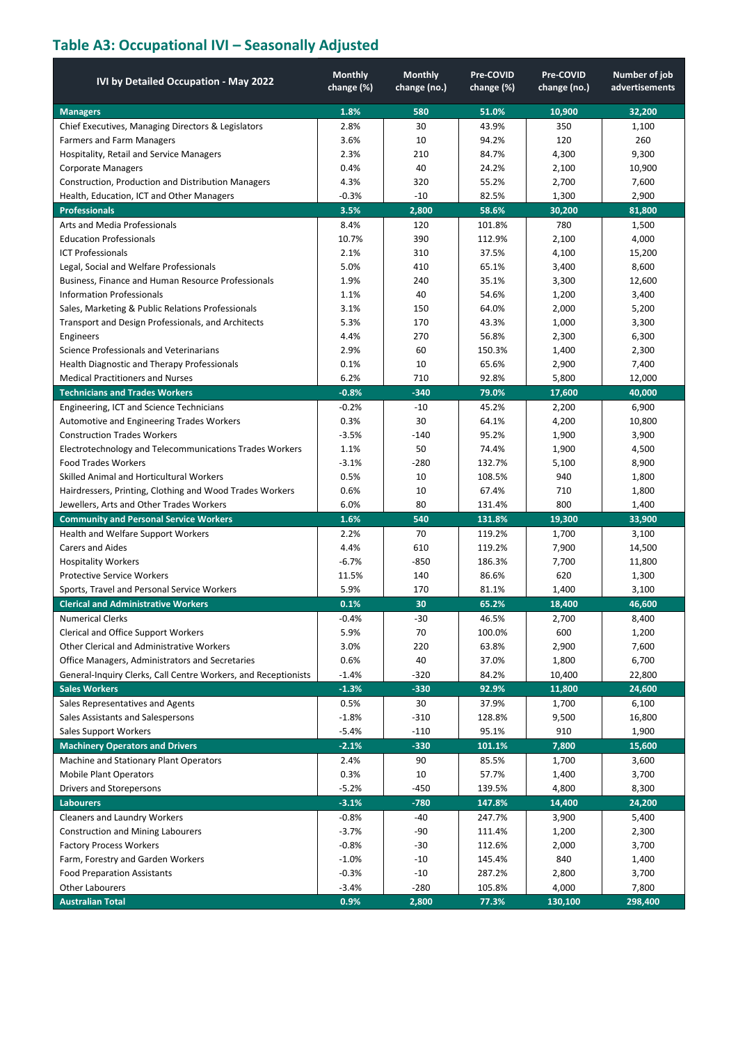## Table A3: Occupational IVI – Seasonally Adjusted

| IVI by Detailed Occupation - May 2022 | Monthly change (%) | Monthly change (no.) | Pre-COVID change (%) | Pre-COVID change (no.) | Number of job advertisements |
|---|---|---|---|---|---|
| **Managers** | **1.8%** | **580** | **51.0%** | **10,900** | **32,200** |
| Chief Executives, Managing Directors & Legislators | 2.8% | 30 | 43.9% | 350 | 1,100 |
| Farmers and Farm Managers | 3.6% | 10 | 94.2% | 120 | 260 |
| Hospitality, Retail and Service Managers | 2.3% | 210 | 84.7% | 4,300 | 9,300 |
| Corporate Managers | 0.4% | 40 | 24.2% | 2,100 | 10,900 |
| Construction, Production and Distribution Managers | 4.3% | 320 | 55.2% | 2,700 | 7,600 |
| Health, Education, ICT and Other Managers | -0.3% | -10 | 82.5% | 1,300 | 2,900 |
| **Professionals** | **3.5%** | **2,800** | **58.6%** | **30,200** | **81,800** |
| Arts and Media Professionals | 8.4% | 120 | 101.8% | 780 | 1,500 |
| Education Professionals | 10.7% | 390 | 112.9% | 2,100 | 4,000 |
| ICT Professionals | 2.1% | 310 | 37.5% | 4,100 | 15,200 |
| Legal, Social and Welfare Professionals | 5.0% | 410 | 65.1% | 3,400 | 8,600 |
| Business, Finance and Human Resource Professionals | 1.9% | 240 | 35.1% | 3,300 | 12,600 |
| Information Professionals | 1.1% | 40 | 54.6% | 1,200 | 3,400 |
| Sales, Marketing & Public Relations Professionals | 3.1% | 150 | 64.0% | 2,000 | 5,200 |
| Transport and Design Professionals, and Architects | 5.3% | 170 | 43.3% | 1,000 | 3,300 |
| Engineers | 4.4% | 270 | 56.8% | 2,300 | 6,300 |
| Science Professionals and Veterinarians | 2.9% | 60 | 150.3% | 1,400 | 2,300 |
| Health Diagnostic and Therapy Professionals | 0.1% | 10 | 65.6% | 2,900 | 7,400 |
| Medical Practitioners and Nurses | 6.2% | 710 | 92.8% | 5,800 | 12,000 |
| **Technicians and Trades Workers** | **-0.8%** | **-340** | **79.0%** | **17,600** | **40,000** |
| Engineering, ICT and Science Technicians | -0.2% | -10 | 45.2% | 2,200 | 6,900 |
| Automotive and Engineering Trades Workers | 0.3% | 30 | 64.1% | 4,200 | 10,800 |
| Construction Trades Workers | -3.5% | -140 | 95.2% | 1,900 | 3,900 |
| Electrotechnology and Telecommunications Trades Workers | 1.1% | 50 | 74.4% | 1,900 | 4,500 |
| Food Trades Workers | -3.1% | -280 | 132.7% | 5,100 | 8,900 |
| Skilled Animal and Horticultural Workers | 0.5% | 10 | 108.5% | 940 | 1,800 |
| Hairdressers, Printing, Clothing and Wood Trades Workers | 0.6% | 10 | 67.4% | 710 | 1,800 |
| Jewellers, Arts and Other Trades Workers | 6.0% | 80 | 131.4% | 800 | 1,400 |
| **Community and Personal Service Workers** | **1.6%** | **540** | **131.8%** | **19,300** | **33,900** |
| Health and Welfare Support Workers | 2.2% | 70 | 119.2% | 1,700 | 3,100 |
| Carers and Aides | 4.4% | 610 | 119.2% | 7,900 | 14,500 |
| Hospitality Workers | -6.7% | -850 | 186.3% | 7,700 | 11,800 |
| Protective Service Workers | 11.5% | 140 | 86.6% | 620 | 1,300 |
| Sports, Travel and Personal Service Workers | 5.9% | 170 | 81.1% | 1,400 | 3,100 |
| **Clerical and Administrative Workers** | **0.1%** | **30** | **65.2%** | **18,400** | **46,600** |
| Numerical Clerks | -0.4% | -30 | 46.5% | 2,700 | 8,400 |
| Clerical and Office Support Workers | 5.9% | 70 | 100.0% | 600 | 1,200 |
| Other Clerical and Administrative Workers | 3.0% | 220 | 63.8% | 2,900 | 7,600 |
| Office Managers, Administrators and Secretaries | 0.6% | 40 | 37.0% | 1,800 | 6,700 |
| General-Inquiry Clerks, Call Centre Workers, and Receptionists | -1.4% | -320 | 84.2% | 10,400 | 22,800 |
| **Sales Workers** | **-1.3%** | **-330** | **92.9%** | **11,800** | **24,600** |
| Sales Representatives and Agents | 0.5% | 30 | 37.9% | 1,700 | 6,100 |
| Sales Assistants and Salespersons | -1.8% | -310 | 128.8% | 9,500 | 16,800 |
| Sales Support Workers | -5.4% | -110 | 95.1% | 910 | 1,900 |
| **Machinery Operators and Drivers** | **-2.1%** | **-330** | **101.1%** | **7,800** | **15,600** |
| Machine and Stationary Plant Operators | 2.4% | 90 | 85.5% | 1,700 | 3,600 |
| Mobile Plant Operators | 0.3% | 10 | 57.7% | 1,400 | 3,700 |
| Drivers and Storepersons | -5.2% | -450 | 139.5% | 4,800 | 8,300 |
| **Labourers** | **-3.1%** | **-780** | **147.8%** | **14,400** | **24,200** |
| Cleaners and Laundry Workers | -0.8% | -40 | 247.7% | 3,900 | 5,400 |
| Construction and Mining Labourers | -3.7% | -90 | 111.4% | 1,200 | 2,300 |
| Factory Process Workers | -0.8% | -30 | 112.6% | 2,000 | 3,700 |
| Farm, Forestry and Garden Workers | -1.0% | -10 | 145.4% | 840 | 1,400 |
| Food Preparation Assistants | -0.3% | -10 | 287.2% | 2,800 | 3,700 |
| Other Labourers | -3.4% | -280 | 105.8% | 4,000 | 7,800 |
| **Australian Total** | **0.9%** | **2,800** | **77.3%** | **130,100** | **298,400** |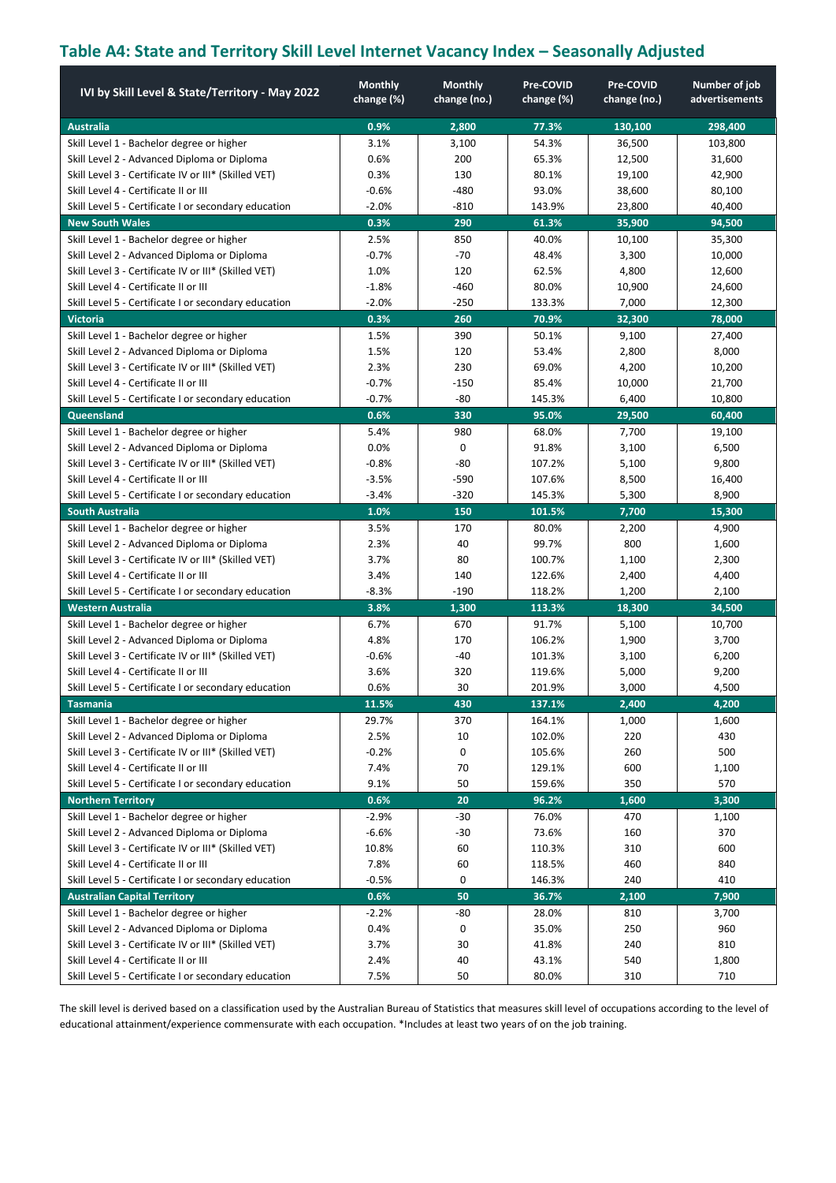## Table A4: State and Territory Skill Level Internet Vacancy Index – Seasonally Adjusted

| IVI by Skill Level & State/Territory - May 2022 | Monthly change (%) | Monthly change (no.) | Pre-COVID change (%) | Pre-COVID change (no.) | Number of job advertisements |
|---|---|---|---|---|---|
| **Australia** | **0.9%** | **2,800** | **77.3%** | **130,100** | **298,400** |
| Skill Level 1 - Bachelor degree or higher | 3.1% | 3,100 | 54.3% | 36,500 | 103,800 |
| Skill Level 2 - Advanced Diploma or Diploma | 0.6% | 200 | 65.3% | 12,500 | 31,600 |
| Skill Level 3 - Certificate IV or III* (Skilled VET) | 0.3% | 130 | 80.1% | 19,100 | 42,900 |
| Skill Level 4 - Certificate II or III | -0.6% | -480 | 93.0% | 38,600 | 80,100 |
| Skill Level 5 - Certificate I or secondary education | -2.0% | -810 | 143.9% | 23,800 | 40,400 |
| **New South Wales** | **0.3%** | **290** | **61.3%** | **35,900** | **94,500** |
| Skill Level 1 - Bachelor degree or higher | 2.5% | 850 | 40.0% | 10,100 | 35,300 |
| Skill Level 2 - Advanced Diploma or Diploma | -0.7% | -70 | 48.4% | 3,300 | 10,000 |
| Skill Level 3 - Certificate IV or III* (Skilled VET) | 1.0% | 120 | 62.5% | 4,800 | 12,600 |
| Skill Level 4 - Certificate II or III | -1.8% | -460 | 80.0% | 10,900 | 24,600 |
| Skill Level 5 - Certificate I or secondary education | -2.0% | -250 | 133.3% | 7,000 | 12,300 |
| **Victoria** | **0.3%** | **260** | **70.9%** | **32,300** | **78,000** |
| Skill Level 1 - Bachelor degree or higher | 1.5% | 390 | 50.1% | 9,100 | 27,400 |
| Skill Level 2 - Advanced Diploma or Diploma | 1.5% | 120 | 53.4% | 2,800 | 8,000 |
| Skill Level 3 - Certificate IV or III* (Skilled VET) | 2.3% | 230 | 69.0% | 4,200 | 10,200 |
| Skill Level 4 - Certificate II or III | -0.7% | -150 | 85.4% | 10,000 | 21,700 |
| Skill Level 5 - Certificate I or secondary education | -0.7% | -80 | 145.3% | 6,400 | 10,800 |
| **Queensland** | **0.6%** | **330** | **95.0%** | **29,500** | **60,400** |
| Skill Level 1 - Bachelor degree or higher | 5.4% | 980 | 68.0% | 7,700 | 19,100 |
| Skill Level 2 - Advanced Diploma or Diploma | 0.0% | 0 | 91.8% | 3,100 | 6,500 |
| Skill Level 3 - Certificate IV or III* (Skilled VET) | -0.8% | -80 | 107.2% | 5,100 | 9,800 |
| Skill Level 4 - Certificate II or III | -3.5% | -590 | 107.6% | 8,500 | 16,400 |
| Skill Level 5 - Certificate I or secondary education | -3.4% | -320 | 145.3% | 5,300 | 8,900 |
| **South Australia** | **1.0%** | **150** | **101.5%** | **7,700** | **15,300** |
| Skill Level 1 - Bachelor degree or higher | 3.5% | 170 | 80.0% | 2,200 | 4,900 |
| Skill Level 2 - Advanced Diploma or Diploma | 2.3% | 40 | 99.7% | 800 | 1,600 |
| Skill Level 3 - Certificate IV or III* (Skilled VET) | 3.7% | 80 | 100.7% | 1,100 | 2,300 |
| Skill Level 4 - Certificate II or III | 3.4% | 140 | 122.6% | 2,400 | 4,400 |
| Skill Level 5 - Certificate I or secondary education | -8.3% | -190 | 118.2% | 1,200 | 2,100 |
| **Western Australia** | **3.8%** | **1,300** | **113.3%** | **18,300** | **34,500** |
| Skill Level 1 - Bachelor degree or higher | 6.7% | 670 | 91.7% | 5,100 | 10,700 |
| Skill Level 2 - Advanced Diploma or Diploma | 4.8% | 170 | 106.2% | 1,900 | 3,700 |
| Skill Level 3 - Certificate IV or III* (Skilled VET) | -0.6% | -40 | 101.3% | 3,100 | 6,200 |
| Skill Level 4 - Certificate II or III | 3.6% | 320 | 119.6% | 5,000 | 9,200 |
| Skill Level 5 - Certificate I or secondary education | 0.6% | 30 | 201.9% | 3,000 | 4,500 |
| **Tasmania** | **11.5%** | **430** | **137.1%** | **2,400** | **4,200** |
| Skill Level 1 - Bachelor degree or higher | 29.7% | 370 | 164.1% | 1,000 | 1,600 |
| Skill Level 2 - Advanced Diploma or Diploma | 2.5% | 10 | 102.0% | 220 | 430 |
| Skill Level 3 - Certificate IV or III* (Skilled VET) | -0.2% | 0 | 105.6% | 260 | 500 |
| Skill Level 4 - Certificate II or III | 7.4% | 70 | 129.1% | 600 | 1,100 |
| Skill Level 5 - Certificate I or secondary education | 9.1% | 50 | 159.6% | 350 | 570 |
| **Northern Territory** | **0.6%** | **20** | **96.2%** | **1,600** | **3,300** |
| Skill Level 1 - Bachelor degree or higher | -2.9% | -30 | 76.0% | 470 | 1,100 |
| Skill Level 2 - Advanced Diploma or Diploma | -6.6% | -30 | 73.6% | 160 | 370 |
| Skill Level 3 - Certificate IV or III* (Skilled VET) | 10.8% | 60 | 110.3% | 310 | 600 |
| Skill Level 4 - Certificate II or III | 7.8% | 60 | 118.5% | 460 | 840 |
| Skill Level 5 - Certificate I or secondary education | -0.5% | 0 | 146.3% | 240 | 410 |
| **Australian Capital Territory** | **0.6%** | **50** | **36.7%** | **2,100** | **7,900** |
| Skill Level 1 - Bachelor degree or higher | -2.2% | -80 | 28.0% | 810 | 3,700 |
| Skill Level 2 - Advanced Diploma or Diploma | 0.4% | 0 | 35.0% | 250 | 960 |
| Skill Level 3 - Certificate IV or III* (Skilled VET) | 3.7% | 30 | 41.8% | 240 | 810 |
| Skill Level 4 - Certificate II or III | 2.4% | 40 | 43.1% | 540 | 1,800 |
| Skill Level 5 - Certificate I or secondary education | 7.5% | 50 | 80.0% | 310 | 710 |

The skill level is derived based on a classification used by the Australian Bureau of Statistics that measures skill level of occupations according to the level of educational attainment/experience commensurate with each occupation. *Includes at least two years of on the job training.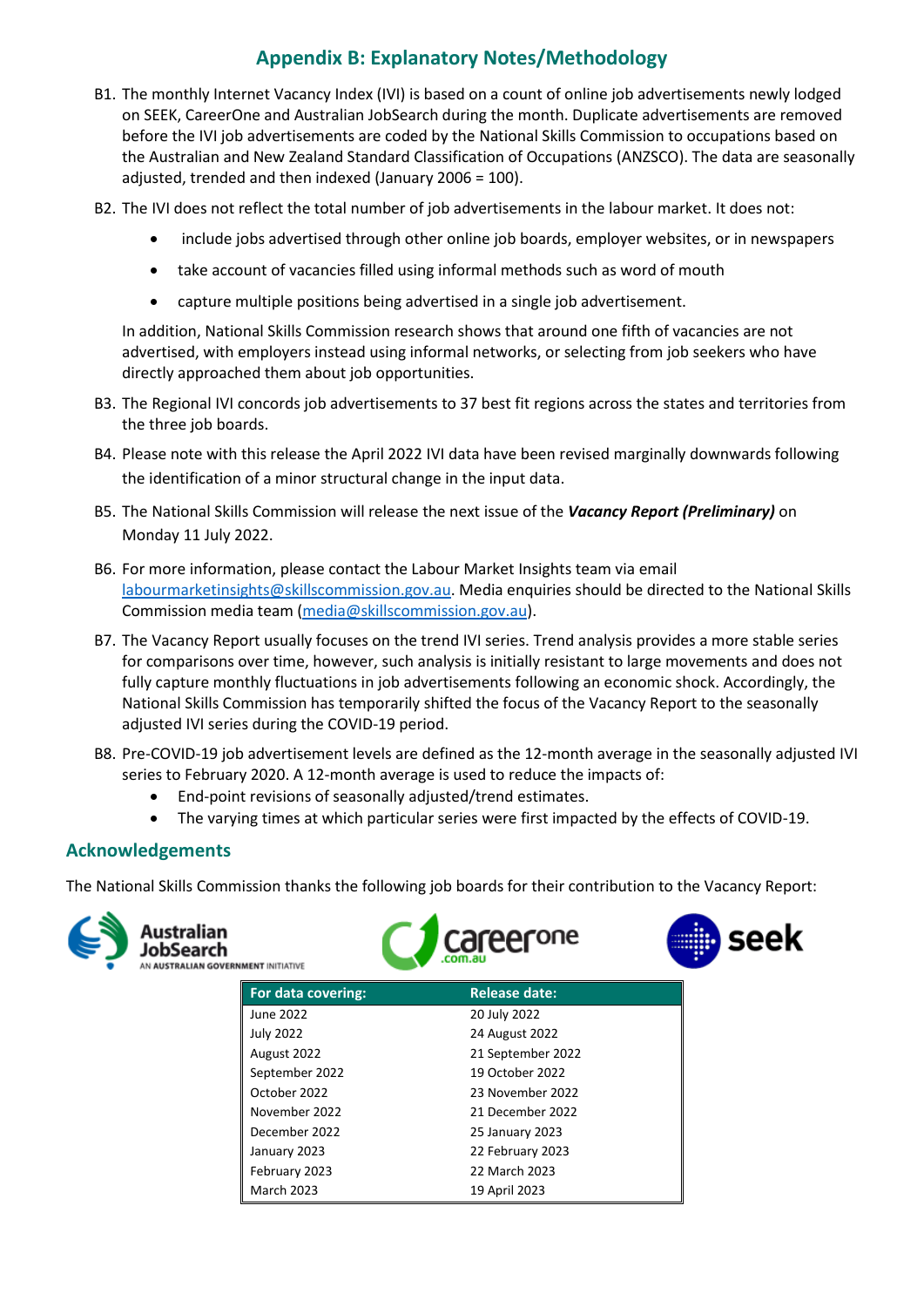# Appendix B: Explanatory Notes/Methodology

B1. The monthly Internet Vacancy Index (IVI) is based on a count of online job advertisements newly lodged on SEEK, CareerOne and Australian JobSearch during the month. Duplicate advertisements are removed before the IVI job advertisements are coded by the National Skills Commission to occupations based on the Australian and New Zealand Standard Classification of Occupations (ANZSCO). The data are seasonally adjusted, trended and then indexed (January 2006 = 100).

B2. The IVI does not reflect the total number of job advertisements in the labour market. It does not:

- include jobs advertised through other online job boards, employer websites, or in newspapers
- take account of vacancies filled using informal methods such as word of mouth
- capture multiple positions being advertised in a single job advertisement.

In addition, National Skills Commission research shows that around one fifth of vacancies are not advertised, with employers instead using informal networks, or selecting from job seekers who have directly approached them about job opportunities.

B3. The Regional IVI concords job advertisements to 37 best fit regions across the states and territories from the three job boards.

B4. Please note with this release the April 2022 IVI data have been revised marginally downwards following the identification of a minor structural change in the input data.

B5. The National Skills Commission will release the next issue of the ***Vacancy Report (Preliminary)*** on Monday 11 July 2022.

B6. For more information, please contact the Labour Market Insights team via email labourmarketinsights@skillscommission.gov.au. Media enquiries should be directed to the National Skills Commission media team (media@skillscommission.gov.au).

B7. The Vacancy Report usually focuses on the trend IVI series. Trend analysis provides a more stable series for comparisons over time, however, such analysis is initially resistant to large movements and does not fully capture monthly fluctuations in job advertisements following an economic shock. Accordingly, the National Skills Commission has temporarily shifted the focus of the Vacancy Report to the seasonally adjusted IVI series during the COVID-19 period.

B8. Pre-COVID-19 job advertisement levels are defined as the 12-month average in the seasonally adjusted IVI series to February 2020. A 12-month average is used to reduce the impacts of:

- End-point revisions of seasonally adjusted/trend estimates.
- The varying times at which particular series were first impacted by the effects of COVID-19.

## Acknowledgements

The National Skills Commission thanks the following job boards for their contribution to the Vacancy Report:

| For data covering: | Release date: |
|---|---|
| June 2022 | 20 July 2022 |
| July 2022 | 24 August 2022 |
| August 2022 | 21 September 2022 |
| September 2022 | 19 October 2022 |
| October 2022 | 23 November 2022 |
| November 2022 | 21 December 2022 |
| December 2022 | 25 January 2023 |
| January 2023 | 22 February 2023 |
| February 2023 | 22 March 2023 |
| March 2023 | 19 April 2023 |